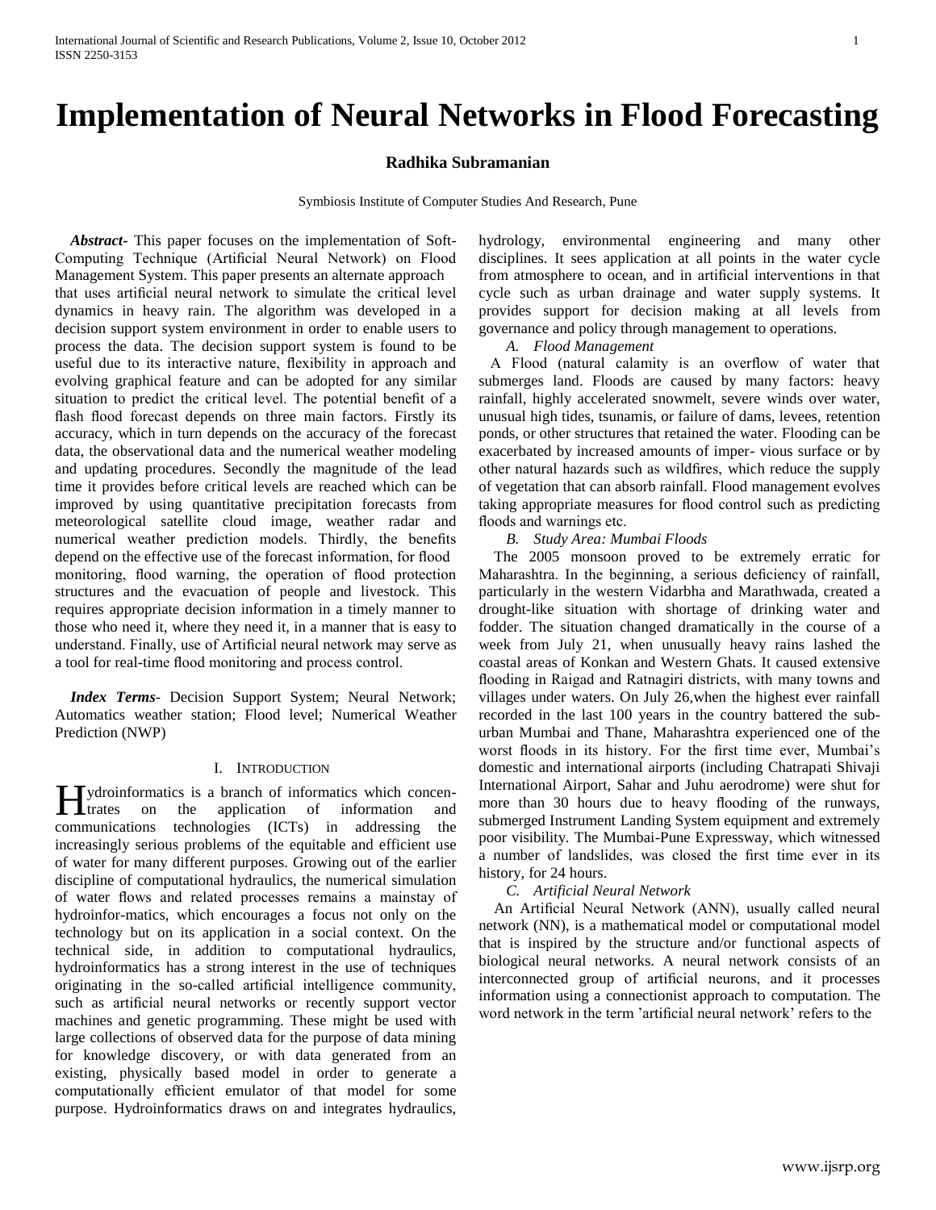# Implementation of Neural Networks in Flood Forecasting

**Radhika Subramanian**

Symbiosis Institute of Computer Studies And Research, Pune

***Abstract-*** This paper focuses on the implementation of Soft-Computing Technique (Artificial Neural Network) on Flood Management System. This paper presents an alternate approach that uses artificial neural network to simulate the critical level dynamics in heavy rain. The algorithm was developed in a decision support system environment in order to enable users to process the data. The decision support system is found to be useful due to its interactive nature, flexibility in approach and evolving graphical feature and can be adopted for any similar situation to predict the critical level. The potential benefit of a flash flood forecast depends on three main factors. Firstly its accuracy, which in turn depends on the accuracy of the forecast data, the observational data and the numerical weather modeling and updating procedures. Secondly the magnitude of the lead time it provides before critical levels are reached which can be improved by using quantitative precipitation forecasts from meteorological satellite cloud image, weather radar and numerical weather prediction models. Thirdly, the benefits depend on the effective use of the forecast information, for flood monitoring, flood warning, the operation of flood protection structures and the evacuation of people and livestock. This requires appropriate decision information in a timely manner to those who need it, where they need it, in a manner that is easy to understand. Finally, use of Artificial neural network may serve as a tool for real-time flood monitoring and process control.

***Index Terms-*** Decision Support System; Neural Network; Automatics weather station; Flood level; Numerical Weather Prediction (NWP)

## I. Introduction

Hydroinformatics is a branch of informatics which concentrates on the application of information and communications technologies (ICTs) in addressing the increasingly serious problems of the equitable and efficient use of water for many different purposes. Growing out of the earlier discipline of computational hydraulics, the numerical simulation of water flows and related processes remains a mainstay of hydroinfor-matics, which encourages a focus not only on the technology but on its application in a social context. On the technical side, in addition to computational hydraulics, hydroinformatics has a strong interest in the use of techniques originating in the so-called artificial intelligence community, such as artificial neural networks or recently support vector machines and genetic programming. These might be used with large collections of observed data for the purpose of data mining for knowledge discovery, or with data generated from an existing, physically based model in order to generate a computationally efficient emulator of that model for some purpose. Hydroinformatics draws on and integrates hydraulics, hydrology, environmental engineering and many other disciplines. It sees application at all points in the water cycle from atmosphere to ocean, and in artificial interventions in that cycle such as urban drainage and water supply systems. It provides support for decision making at all levels from governance and policy through management to operations.

### *A. Flood Management*

A Flood (natural calamity is an overflow of water that submerges land. Floods are caused by many factors: heavy rainfall, highly accelerated snowmelt, severe winds over water, unusual high tides, tsunamis, or failure of dams, levees, retention ponds, or other structures that retained the water. Flooding can be exacerbated by increased amounts of imper- vious surface or by other natural hazards such as wildfires, which reduce the supply of vegetation that can absorb rainfall. Flood management evolves taking appropriate measures for flood control such as predicting floods and warnings etc.

### *B. Study Area: Mumbai Floods*

The 2005 monsoon proved to be extremely erratic for Maharashtra. In the beginning, a serious deficiency of rainfall, particularly in the western Vidarbha and Marathwada, created a drought-like situation with shortage of drinking water and fodder. The situation changed dramatically in the course of a week from July 21, when unusually heavy rains lashed the coastal areas of Konkan and Western Ghats. It caused extensive flooding in Raigad and Ratnagiri districts, with many towns and villages under waters. On July 26,when the highest ever rainfall recorded in the last 100 years in the country battered the sub-urban Mumbai and Thane, Maharashtra experienced one of the worst floods in its history. For the first time ever, Mumbai's domestic and international airports (including Chatrapati Shivaji International Airport, Sahar and Juhu aerodrome) were shut for more than 30 hours due to heavy flooding of the runways, submerged Instrument Landing System equipment and extremely poor visibility. The Mumbai-Pune Expressway, which witnessed a number of landslides, was closed the first time ever in its history, for 24 hours.

### *C. Artificial Neural Network*

An Artificial Neural Network (ANN), usually called neural network (NN), is a mathematical model or computational model that is inspired by the structure and/or functional aspects of biological neural networks. A neural network consists of an interconnected group of artificial neurons, and it processes information using a connectionist approach to computation. The word network in the term 'artificial neural network' refers to the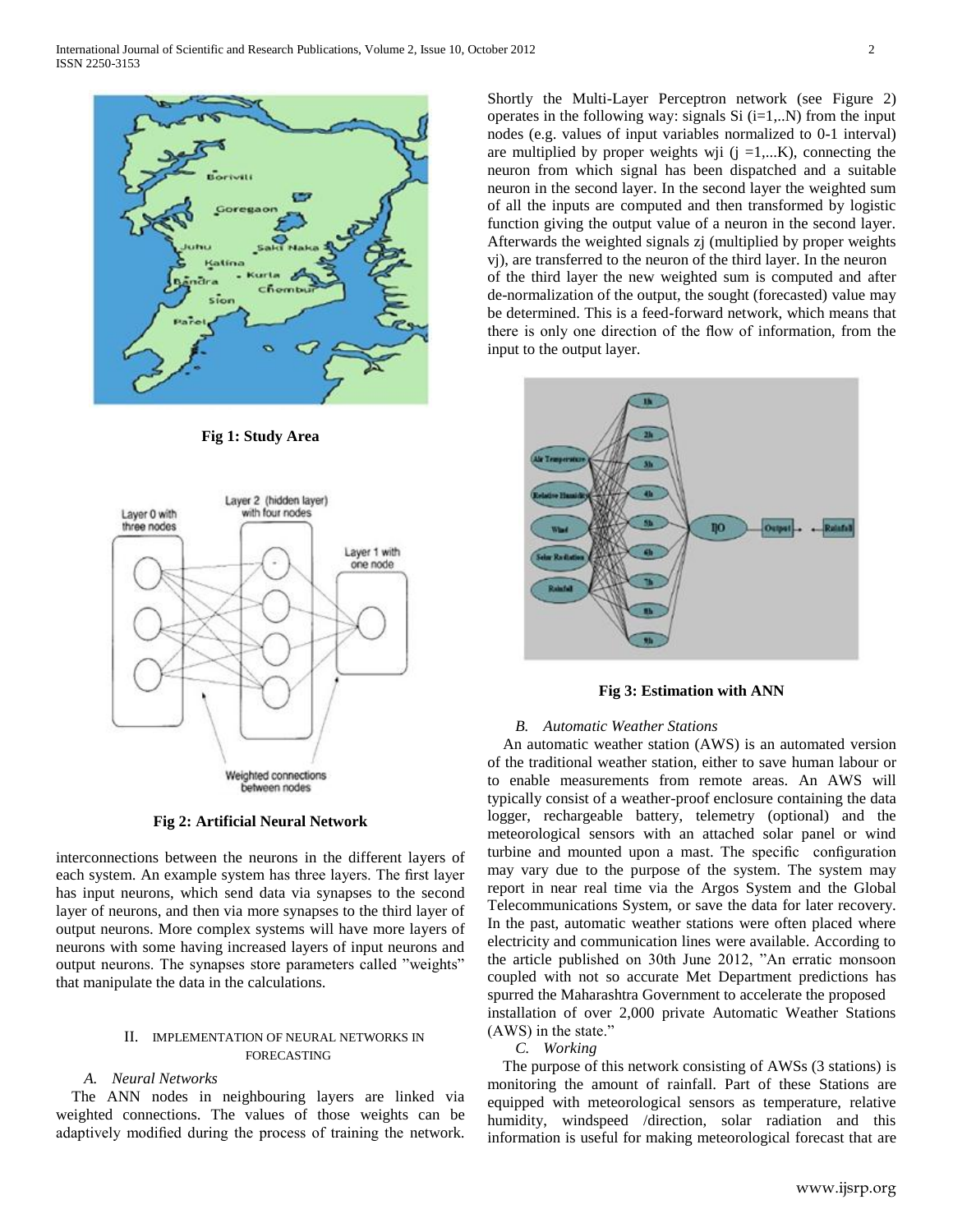Fig 1: Study Area

Fig 2: Artificial Neural Network

interconnections between the neurons in the different layers of each system. An example system has three layers. The first layer has input neurons, which send data via synapses to the second layer of neurons, and then via more synapses to the third layer of output neurons. More complex systems will have more layers of neurons with some having increased layers of input neurons and output neurons. The synapses store parameters called "weights" that manipulate the data in the calculations.

## II. IMPLEMENTATION OF NEURAL NETWORKS IN FORECASTING

### A. Neural Networks

The ANN nodes in neighbouring layers are linked via weighted connections. The values of those weights can be adaptively modified during the process of training the network. Shortly the Multi-Layer Perceptron network (see Figure 2) operates in the following way: signals Si ($i=1,..N$) from the input nodes (e.g. values of input variables normalized to 0-1 interval) are multiplied by proper weights wji ($j=1,...K$), connecting the neuron from which signal has been dispatched and a suitable neuron in the second layer. In the second layer the weighted sum of all the inputs are computed and then transformed by logistic function giving the output value of a neuron in the second layer. Afterwards the weighted signals zj (multiplied by proper weights vj), are transferred to the neuron of the third layer. In the neuron of the third layer the new weighted sum is computed and after de-normalization of the output, the sought (forecasted) value may be determined. This is a feed-forward network, which means that there is only one direction of the flow of information, from the input to the output layer.

Fig 3: Estimation with ANN

### B. Automatic Weather Stations

An automatic weather station (AWS) is an automated version of the traditional weather station, either to save human labour or to enable measurements from remote areas. An AWS will typically consist of a weather-proof enclosure containing the data logger, rechargeable battery, telemetry (optional) and the meteorological sensors with an attached solar panel or wind turbine and mounted upon a mast. The specific configuration may vary due to the purpose of the system. The system may report in near real time via the Argos System and the Global Telecommunications System, or save the data for later recovery. In the past, automatic weather stations were often placed where electricity and communication lines were available. According to the article published on 30th June 2012, "An erratic monsoon coupled with not so accurate Met Department predictions has spurred the Maharashtra Government to accelerate the proposed installation of over 2,000 private Automatic Weather Stations (AWS) in the state."

### C. Working

The purpose of this network consisting of AWSs (3 stations) is monitoring the amount of rainfall. Part of these Stations are equipped with meteorological sensors as temperature, relative humidity, windspeed /direction, solar radiation and this information is useful for making meteorological forecast that are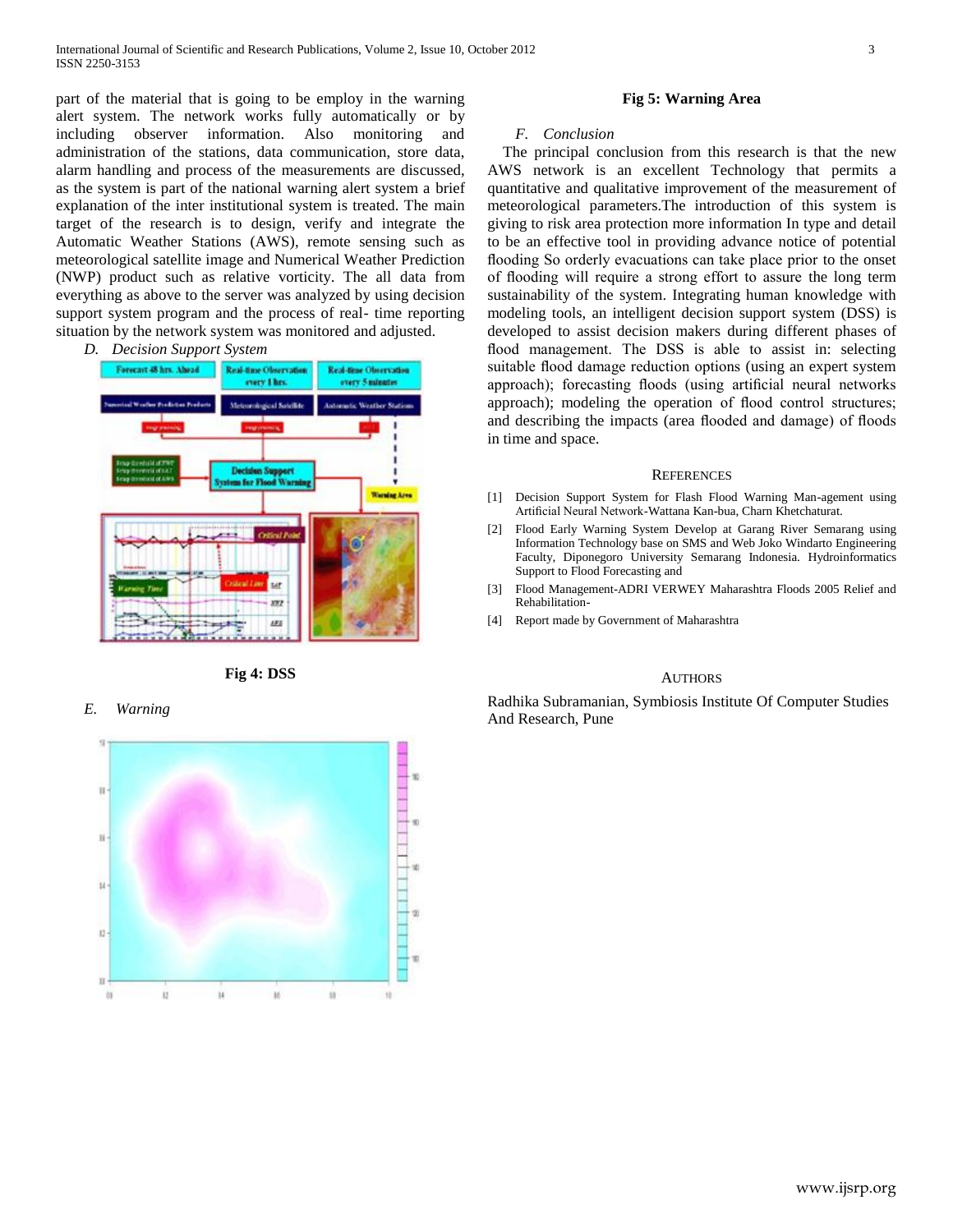part of the material that is going to be employ in the warning alert system. The network works fully automatically or by including observer information. Also monitoring and administration of the stations, data communication, store data, alarm handling and process of the measurements are discussed, as the system is part of the national warning alert system a brief explanation of the inter institutional system is treated. The main target of the research is to design, verify and integrate the Automatic Weather Stations (AWS), remote sensing such as meteorological satellite image and Numerical Weather Prediction (NWP) product such as relative vorticity. The all data from everything as above to the server was analyzed by using decision support system program and the process of real- time reporting situation by the network system was monitored and adjusted.

### *D. Decision Support System*

Fig 4: DSS

### *E. Warning*

Fig 5: Warning Area

### *F. Conclusion*

The principal conclusion from this research is that the new AWS network is an excellent Technology that permits a quantitative and qualitative improvement of the measurement of meteorological parameters.The introduction of this system is giving to risk area protection more information In type and detail to be an effective tool in providing advance notice of potential flooding So orderly evacuations can take place prior to the onset of flooding will require a strong effort to assure the long term sustainability of the system. Integrating human knowledge with modeling tools, an intelligent decision support system (DSS) is developed to assist decision makers during different phases of flood management. The DSS is able to assist in: selecting suitable flood damage reduction options (using an expert system approach); forecasting floods (using artificial neural networks approach); modeling the operation of flood control structures; and describing the impacts (area flooded and damage) of floods in time and space.

## REFERENCES

[1] Decision Support System for Flash Flood Warning Man-agement using Artificial Neural Network-Wattana Kan-bua, Charn Khetchaturat.

[2] Flood Early Warning System Develop at Garang River Semarang using Information Technology base on SMS and Web Joko Windarto Engineering Faculty, Diponegoro University Semarang Indonesia. Hydroinformatics Support to Flood Forecasting and

[3] Flood Management-ADRI VERWEY Maharashtra Floods 2005 Relief and Rehabilitation-

[4] Report made by Government of Maharashtra

## AUTHORS

Radhika Subramanian, Symbiosis Institute Of Computer Studies And Research, Pune